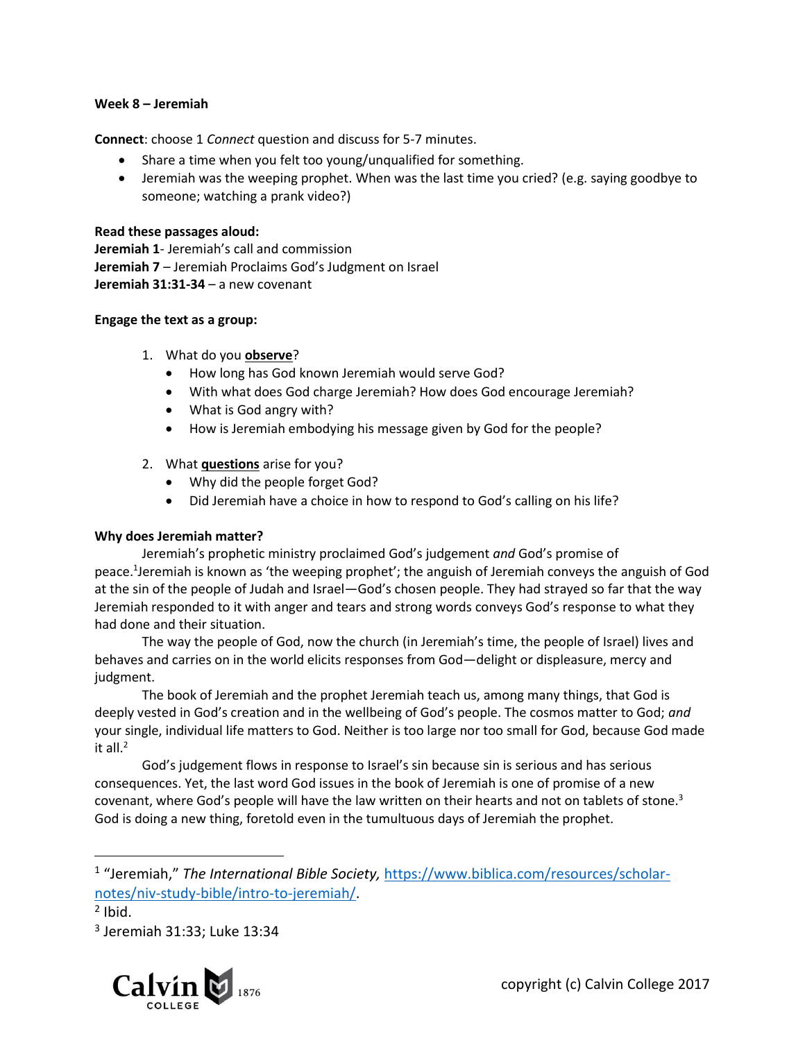**Week 8 – Jeremiah**

**Connect**: choose 1 *Connect* question and discuss for 5-7 minutes.

- Share a time when you felt too young/unqualified for something.
- Jeremiah was the weeping prophet. When was the last time you cried? (e.g. saying goodbye to someone; watching a prank video?)

**Read these passages aloud:**
**Jeremiah 1**- Jeremiah's call and commission
**Jeremiah 7** – Jeremiah Proclaims God's Judgment on Israel
**Jeremiah 31:31-34** – a new covenant

**Engage the text as a group:**

1. What do you **observe**?
   - How long has God known Jeremiah would serve God?
   - With what does God charge Jeremiah? How does God encourage Jeremiah?
   - What is God angry with?
   - How is Jeremiah embodying his message given by God for the people?

2. What **questions** arise for you?
   - Why did the people forget God?
   - Did Jeremiah have a choice in how to respond to God's calling on his life?

**Why does Jeremiah matter?**

Jeremiah's prophetic ministry proclaimed God's judgement *and* God's promise of peace.[1]Jeremiah is known as 'the weeping prophet'; the anguish of Jeremiah conveys the anguish of God at the sin of the people of Judah and Israel—God's chosen people. They had strayed so far that the way Jeremiah responded to it with anger and tears and strong words conveys God's response to what they had done and their situation.

The way the people of God, now the church (in Jeremiah's time, the people of Israel) lives and behaves and carries on in the world elicits responses from God—delight or displeasure, mercy and judgment.

The book of Jeremiah and the prophet Jeremiah teach us, among many things, that God is deeply vested in God's creation and in the wellbeing of God's people. The cosmos matter to God; *and* your single, individual life matters to God. Neither is too large nor too small for God, because God made it all.[2]

God's judgement flows in response to Israel's sin because sin is serious and has serious consequences. Yet, the last word God issues in the book of Jeremiah is one of promise of a new covenant, where God's people will have the law written on their hearts and not on tablets of stone.[3] God is doing a new thing, foretold even in the tumultuous days of Jeremiah the prophet.

---

[1] "Jeremiah," *The International Bible Society,* https://www.biblica.com/resources/scholar-notes/niv-study-bible/intro-to-jeremiah/.

[2] Ibid.

[3] Jeremiah 31:33; Luke 13:34

copyright (c) Calvin College 2017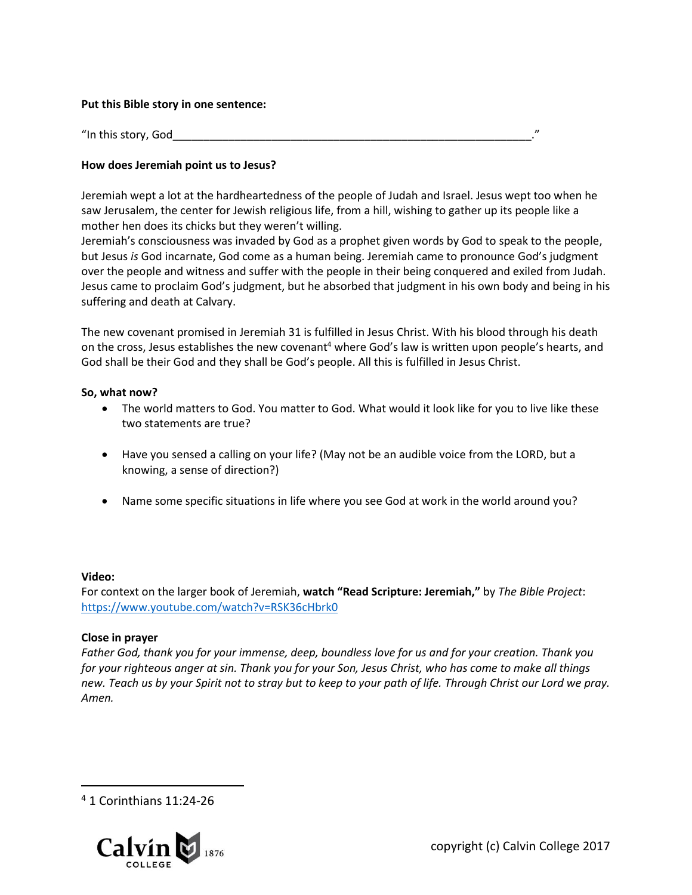**Put this Bible story in one sentence:**

"In this story, God_____________________________________________________________."

**How does Jeremiah point us to Jesus?**

Jeremiah wept a lot at the hardheartedness of the people of Judah and Israel. Jesus wept too when he saw Jerusalem, the center for Jewish religious life, from a hill, wishing to gather up its people like a mother hen does its chicks but they weren't willing.
Jeremiah's consciousness was invaded by God as a prophet given words by God to speak to the people, but Jesus *is* God incarnate, God come as a human being. Jeremiah came to pronounce God's judgment over the people and witness and suffer with the people in their being conquered and exiled from Judah. Jesus came to proclaim God's judgment, but he absorbed that judgment in his own body and being in his suffering and death at Calvary.

The new covenant promised in Jeremiah 31 is fulfilled in Jesus Christ. With his blood through his death on the cross, Jesus establishes the new covenant[4] where God's law is written upon people's hearts, and God shall be their God and they shall be God's people. All this is fulfilled in Jesus Christ.

**So, what now?**

- The world matters to God. You matter to God. What would it look like for you to live like these two statements are true?
- Have you sensed a calling on your life? (May not be an audible voice from the LORD, but a knowing, a sense of direction?)
- Name some specific situations in life where you see God at work in the world around you?

**Video:**
For context on the larger book of Jeremiah, **watch "Read Scripture: Jeremiah,"** by *The Bible Project*: https://www.youtube.com/watch?v=RSK36cHbrk0

**Close in prayer**
*Father God, thank you for your immense, deep, boundless love for us and for your creation. Thank you for your righteous anger at sin. Thank you for your Son, Jesus Christ, who has come to make all things new. Teach us by your Spirit not to stray but to keep to your path of life. Through Christ our Lord we pray. Amen.*

[4] 1 Corinthians 11:24-26

Calvin College 1876

copyright (c) Calvin College 2017